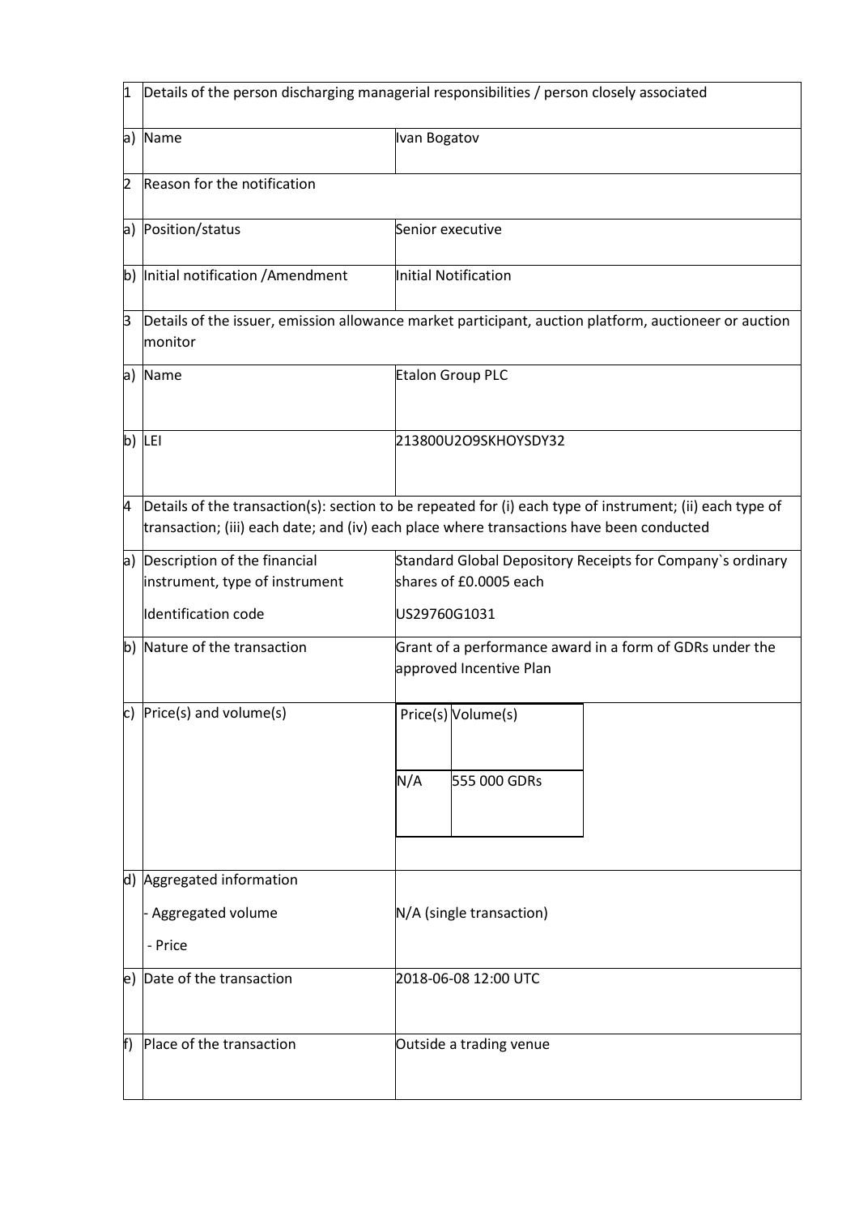| 1 | Details of the person discharging managerial responsibilities / person closely associated | |
|---|---|---|
| a) | Name | Ivan Bogatov |
| 2 | Reason for the notification | |
| a) | Position/status | Senior executive |
| b) | Initial notification /Amendment | Initial Notification |
| 3 | Details of the issuer, emission allowance market participant, auction platform, auctioneer or auction monitor | |
| a) | Name | Etalon Group PLC |
| b) | LEI | 213800U2O9SKHOYSDY32 |
| 4 | Details of the transaction(s): section to be repeated for (i) each type of instrument; (ii) each type of transaction; (iii) each date; and (iv) each place where transactions have been conducted | |
| a) | Description of the financial instrument, type of instrument<br><br>Identification code | Standard Global Depository Receipts for Company`s ordinary shares of £0.0005 each<br><br>US29760G1031 |
| b) | Nature of the transaction | Grant of a performance award in a form of GDRs under the approved Incentive Plan |
| c) | Price(s) and volume(s) | Price(s): N/A<br>Volume(s): 555 000 GDRs |
| d) | Aggregated information<br><br>- Aggregated volume<br><br>- Price | N/A (single transaction) |
| e) | Date of the transaction | 2018-06-08 12:00 UTC |
| f) | Place of the transaction | Outside a trading venue |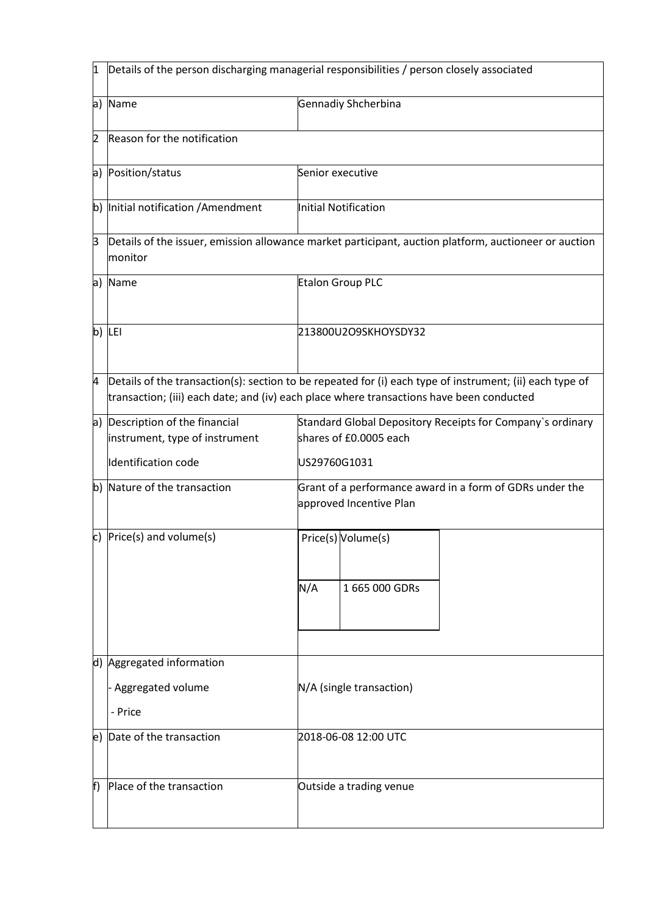| 1 | Details of the person discharging managerial responsibilities / person closely associated | |
|---|---|---|
| a) | Name | Gennadiy Shcherbina |
| 2 | Reason for the notification | |
| a) | Position/status | Senior executive |
| b) | Initial notification /Amendment | Initial Notification |
| 3 | Details of the issuer, emission allowance market participant, auction platform, auctioneer or auction monitor | |
| a) | Name | Etalon Group PLC |
| b) | LEI | 213800U2O9SKHOYSDY32 |
| 4 | Details of the transaction(s): section to be repeated for (i) each type of instrument; (ii) each type of transaction; (iii) each date; and (iv) each place where transactions have been conducted | |
| a) | Description of the financial instrument, type of instrument<br><br>Identification code | Standard Global Depository Receipts for Company`s ordinary shares of £0.0005 each<br><br>US29760G1031 |
| b) | Nature of the transaction | Grant of a performance award in a form of GDRs under the approved Incentive Plan |
| c) | Price(s) and volume(s) | Price(s): N/A<br>Volume(s): 1 665 000 GDRs |
| d) | Aggregated information<br>- Aggregated volume<br>- Price | N/A (single transaction) |
| e) | Date of the transaction | 2018-06-08 12:00 UTC |
| f) | Place of the transaction | Outside a trading venue |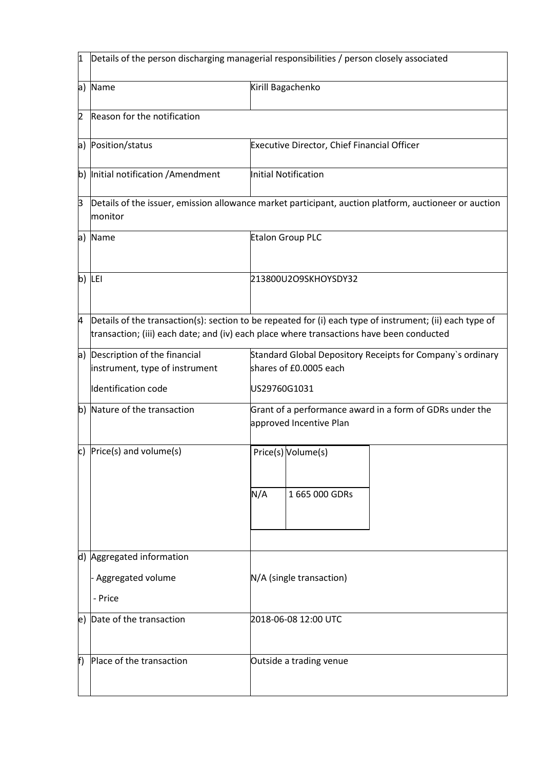| 1 | Details of the person discharging managerial responsibilities / person closely associated | |
|---|---|---|
| a) | Name | Kirill Bagachenko |
| 2 | Reason for the notification | |
| a) | Position/status | Executive Director, Chief Financial Officer |
| b) | Initial notification /Amendment | Initial Notification |
| 3 | Details of the issuer, emission allowance market participant, auction platform, auctioneer or auction monitor | |
| a) | Name | Etalon Group PLC |
| b) | LEI | 213800U2O9SKHOYSDY32 |
| 4 | Details of the transaction(s): section to be repeated for (i) each type of instrument; (ii) each type of transaction; (iii) each date; and (iv) each place where transactions have been conducted | |
| a) | Description of the financial instrument, type of instrument<br><br>Identification code | Standard Global Depository Receipts for Company`s ordinary shares of £0.0005 each<br><br>US29760G1031 |
| b) | Nature of the transaction | Grant of a performance award in a form of GDRs under the approved Incentive Plan |
| c) | Price(s) and volume(s) | Price(s): N/A<br>Volume(s): 1 665 000 GDRs |
| d) | Aggregated information<br>- Aggregated volume<br>- Price | N/A (single transaction) |
| e) | Date of the transaction | 2018-06-08 12:00 UTC |
| f) | Place of the transaction | Outside a trading venue |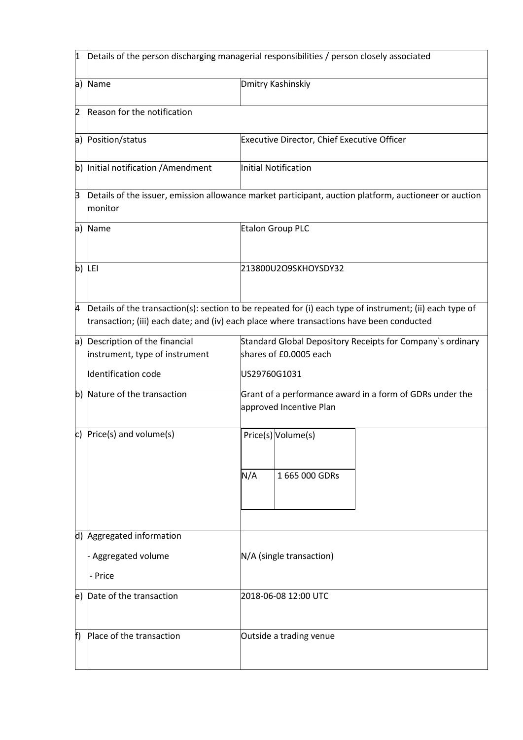| | | |
|---|---|---|
| 1 | Details of the person discharging managerial responsibilities / person closely associated | |
| a) | Name | Dmitry Kashinskiy |
| 2 | Reason for the notification | |
| a) | Position/status | Executive Director, Chief Executive Officer |
| b) | Initial notification /Amendment | Initial Notification |
| 3 | Details of the issuer, emission allowance market participant, auction platform, auctioneer or auction monitor | |
| a) | Name | Etalon Group PLC |
| b) | LEI | 213800U2O9SKHOYSDY32 |
| 4 | Details of the transaction(s): section to be repeated for (i) each type of instrument; (ii) each type of transaction; (iii) each date; and (iv) each place where transactions have been conducted | |
| a) | Description of the financial instrument, type of instrument<br><br>Identification code | Standard Global Depository Receipts for Company`s ordinary shares of £0.0005 each<br><br>US29760G1031 |
| b) | Nature of the transaction | Grant of a performance award in a form of GDRs under the approved Incentive Plan |
| c) | Price(s) and volume(s) | Price(s): N/A<br>Volume(s): 1 665 000 GDRs |
| d) | Aggregated information<br>- Aggregated volume<br>- Price | N/A (single transaction) |
| e) | Date of the transaction | 2018-06-08 12:00 UTC |
| f) | Place of the transaction | Outside a trading venue |